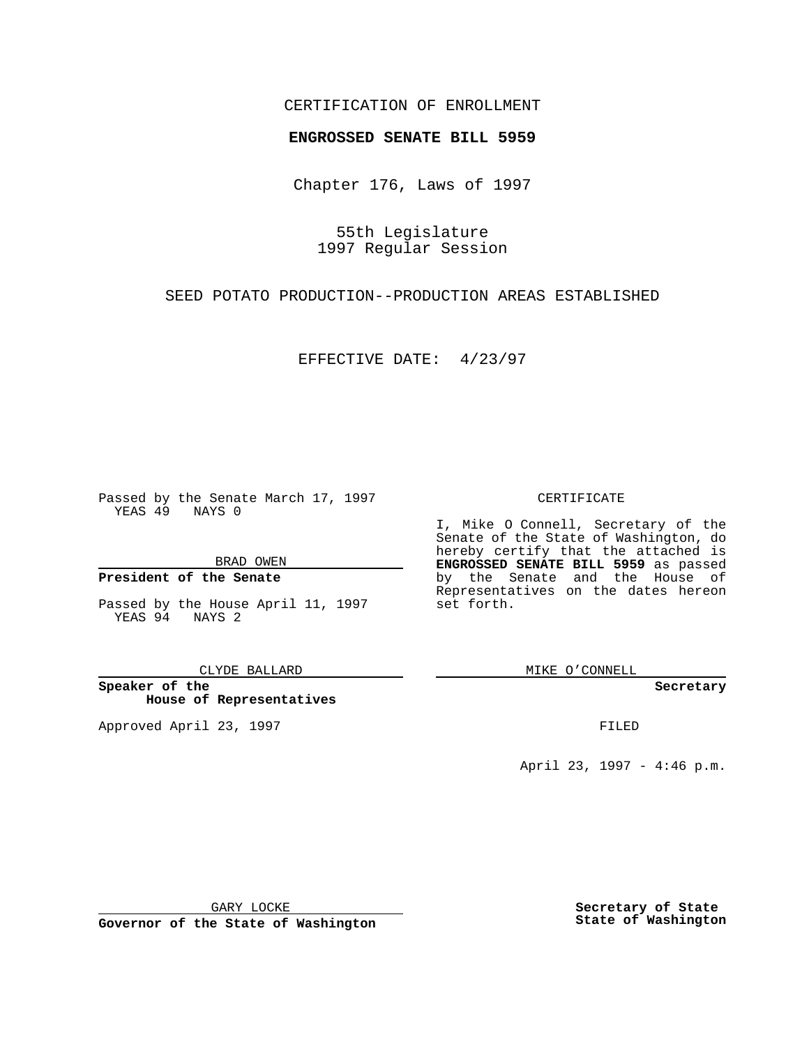CERTIFICATION OF ENROLLMENT

**ENGROSSED SENATE BILL 5959**

Chapter 176, Laws of 1997

55th Legislature
1997 Regular Session

SEED POTATO PRODUCTION--PRODUCTION AREAS ESTABLISHED

EFFECTIVE DATE: 4/23/97

Passed by the Senate March 17, 1997
YEAS 49 NAYS 0

BRAD OWEN

**President of the Senate**

Passed by the House April 11, 1997
YEAS 94 NAYS 2

CLYDE BALLARD

**Speaker of the House of Representatives**

Approved April 23, 1997

CERTIFICATE

I, Mike O Connell, Secretary of the Senate of the State of Washington, do hereby certify that the attached is **ENGROSSED SENATE BILL 5959** as passed by the Senate and the House of Representatives on the dates hereon set forth.

MIKE O'CONNELL

**Secretary**

FILED

April 23, 1997 - 4:46 p.m.

GARY LOCKE

**Governor of the State of Washington**

**Secretary of State**
**State of Washington**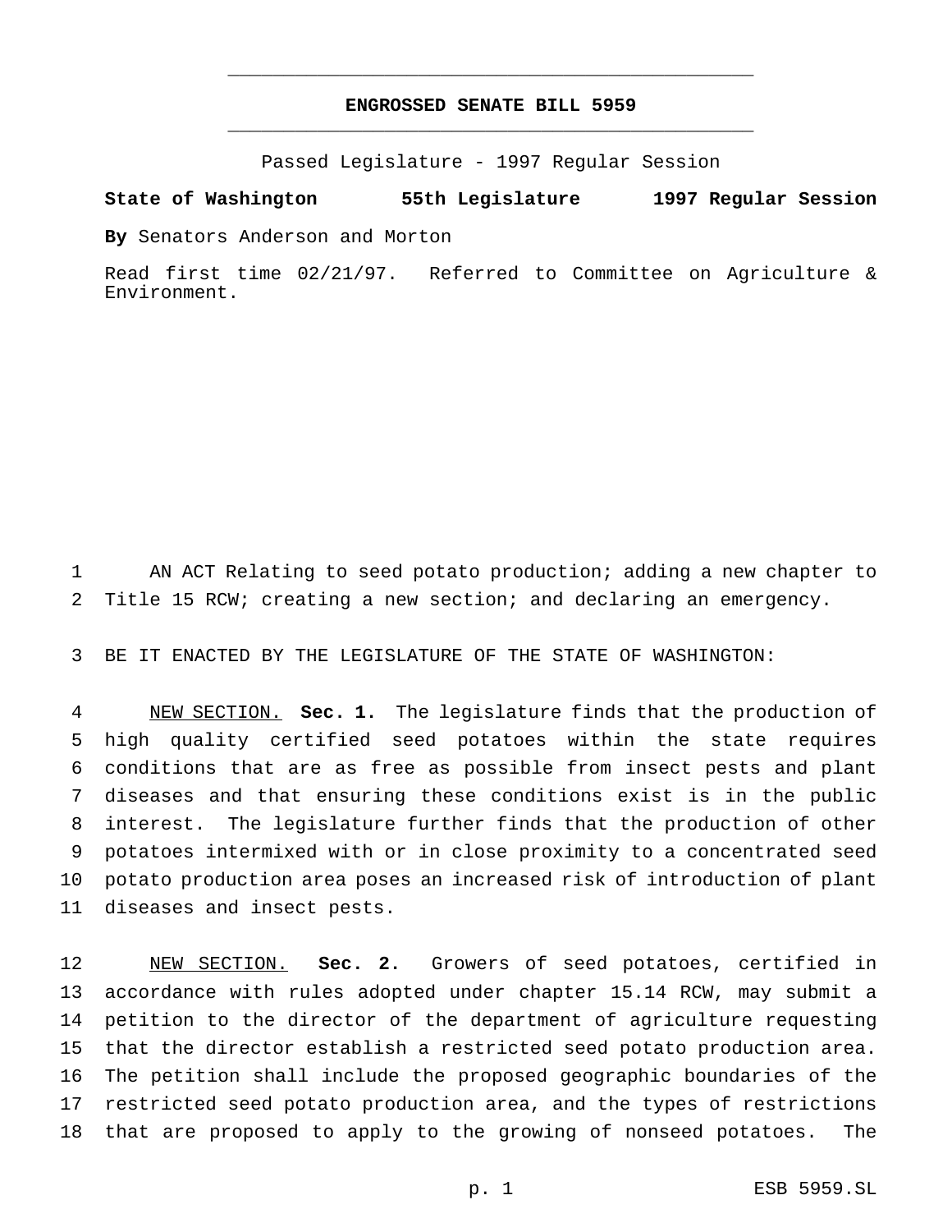# ENGROSSED SENATE BILL 5959

Passed Legislature - 1997 Regular Session

**State of Washington 55th Legislature 1997 Regular Session**

**By** Senators Anderson and Morton

Read first time 02/21/97. Referred to Committee on Agriculture & Environment.

AN ACT Relating to seed potato production; adding a new chapter to Title 15 RCW; creating a new section; and declaring an emergency.

BE IT ENACTED BY THE LEGISLATURE OF THE STATE OF WASHINGTON:

NEW SECTION. **Sec. 1.** The legislature finds that the production of high quality certified seed potatoes within the state requires conditions that are as free as possible from insect pests and plant diseases and that ensuring these conditions exist is in the public interest. The legislature further finds that the production of other potatoes intermixed with or in close proximity to a concentrated seed potato production area poses an increased risk of introduction of plant diseases and insect pests.

NEW SECTION. **Sec. 2.** Growers of seed potatoes, certified in accordance with rules adopted under chapter 15.14 RCW, may submit a petition to the director of the department of agriculture requesting that the director establish a restricted seed potato production area. The petition shall include the proposed geographic boundaries of the restricted seed potato production area, and the types of restrictions that are proposed to apply to the growing of nonseed potatoes. The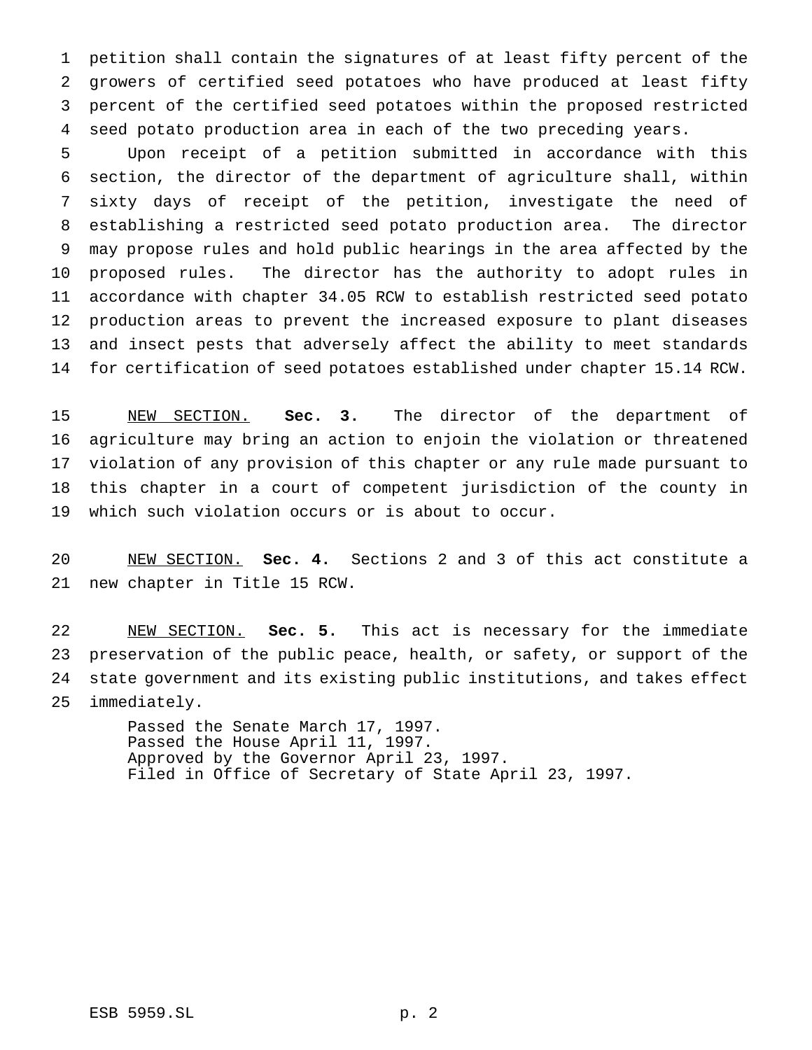petition shall contain the signatures of at least fifty percent of the growers of certified seed potatoes who have produced at least fifty percent of the certified seed potatoes within the proposed restricted seed potato production area in each of the two preceding years.

Upon receipt of a petition submitted in accordance with this section, the director of the department of agriculture shall, within sixty days of receipt of the petition, investigate the need of establishing a restricted seed potato production area. The director may propose rules and hold public hearings in the area affected by the proposed rules. The director has the authority to adopt rules in accordance with chapter 34.05 RCW to establish restricted seed potato production areas to prevent the increased exposure to plant diseases and insect pests that adversely affect the ability to meet standards for certification of seed potatoes established under chapter 15.14 RCW.

NEW SECTION. **Sec. 3.** The director of the department of agriculture may bring an action to enjoin the violation or threatened violation of any provision of this chapter or any rule made pursuant to this chapter in a court of competent jurisdiction of the county in which such violation occurs or is about to occur.

NEW SECTION. **Sec. 4.** Sections 2 and 3 of this act constitute a new chapter in Title 15 RCW.

NEW SECTION. **Sec. 5.** This act is necessary for the immediate preservation of the public peace, health, or safety, or support of the state government and its existing public institutions, and takes effect immediately.

Passed the Senate March 17, 1997.
Passed the House April 11, 1997.
Approved by the Governor April 23, 1997.
Filed in Office of Secretary of State April 23, 1997.